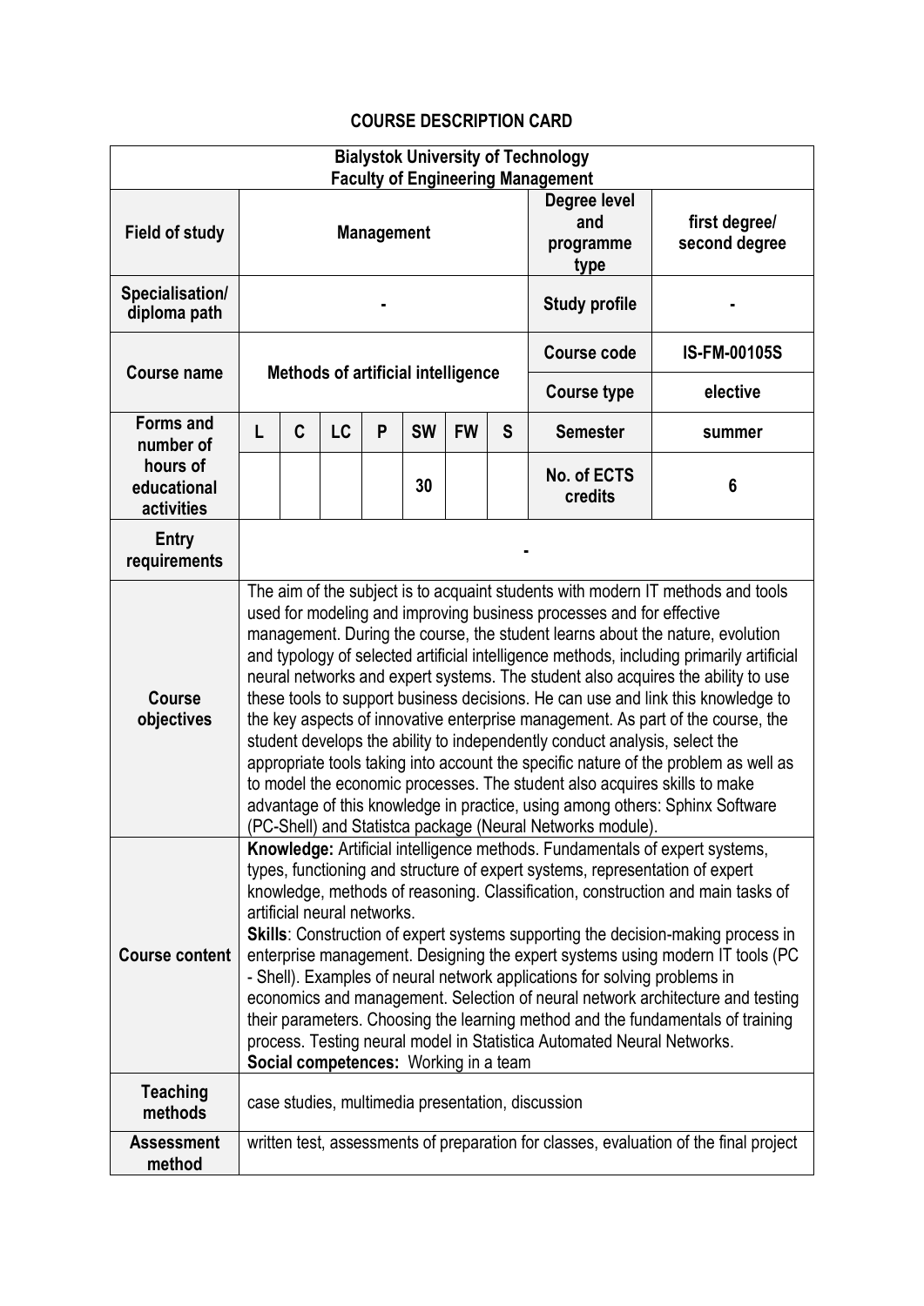# COURSE DESCRIPTION CARD

| Bialystok University of Technology<br>Faculty of Engineering Management | | | | | | | | | |
|---|---|---|---|---|---|---|---|---|---|
| **Field of study** | **Management** | | | | | | | **Degree level and programme type** | **first degree/ second degree** |
| **Specialisation/ diploma path** | **-** | | | | | | | **Study profile** | **-** |
| **Course name** | **Methods of artificial intelligence** | | | | | | | **Course code** | **IS-FM-00105S** |
| | | | | | | | | **Course type** | **elective** |
| **Forms and number of hours of educational activities** | **L** | **C** | **LC** | **P** | **SW** | **FW** | **S** | **Semester** | **summer** |
| | | | | | **30** | | | **No. of ECTS credits** | **6** |
| **Entry requirements** | **-** | | | | | | | | |
| **Course objectives** | The aim of the subject is to acquaint students with modern IT methods and tools used for modeling and improving business processes and for effective management. During the course, the student learns about the nature, evolution and typology of selected artificial intelligence methods, including primarily artificial neural networks and expert systems. The student also acquires the ability to use these tools to support business decisions. He can use and link this knowledge to the key aspects of innovative enterprise management. As part of the course, the student develops the ability to independently conduct analysis, select the appropriate tools taking into account the specific nature of the problem as well as to model the economic processes. The student also acquires skills to make advantage of this knowledge in practice, using among others: Sphinx Software (PC-Shell) and Statistca package (Neural Networks module). | | | | | | | | |
| **Course content** | **Knowledge:** Artificial intelligence methods. Fundamentals of expert systems, types, functioning and structure of expert systems, representation of expert knowledge, methods of reasoning. Classification, construction and main tasks of artificial neural networks.<br>**Skills**: Construction of expert systems supporting the decision-making process in enterprise management. Designing the expert systems using modern IT tools (PC - Shell). Examples of neural network applications for solving problems in economics and management. Selection of neural network architecture and testing their parameters. Choosing the learning method and the fundamentals of training process. Testing neural model in Statistica Automated Neural Networks.<br>**Social competences:** Working in a team | | | | | | | | |
| **Teaching methods** | case studies, multimedia presentation, discussion | | | | | | | | |
| **Assessment method** | written test, assessments of preparation for classes, evaluation of the final project | | | | | | | | |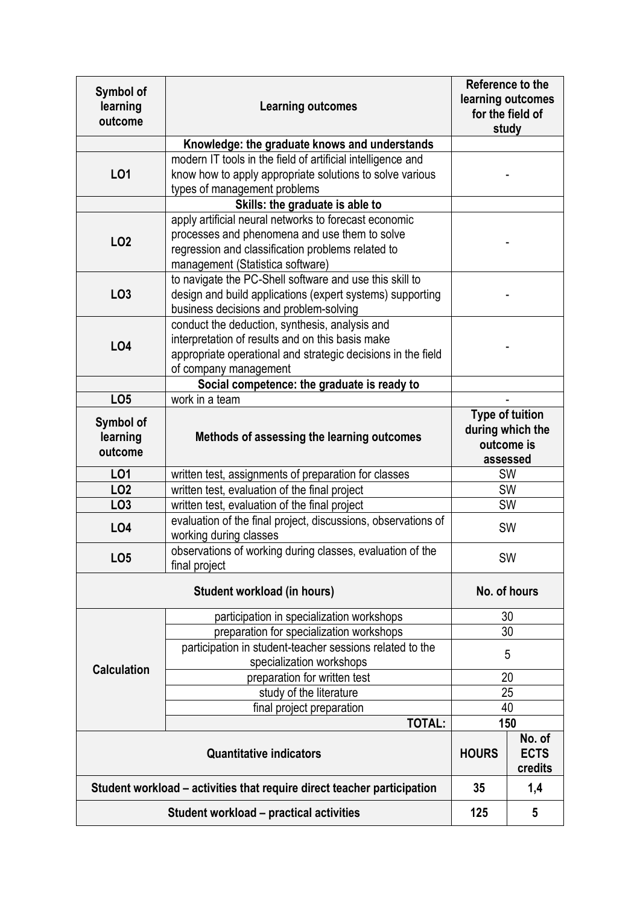| Symbol of learning outcome | Learning outcomes | Reference to the learning outcomes for the field of study |
|---|---|---|
| | **Knowledge: the graduate knows and understands** | |
| **LO1** | modern IT tools in the field of artificial intelligence and know how to apply appropriate solutions to solve various types of management problems | - |
| | **Skills: the graduate is able to** | |
| **LO2** | apply artificial neural networks to forecast economic processes and phenomena and use them to solve regression and classification problems related to management (Statistica software) | - |
| **LO3** | to navigate the PC-Shell software and use this skill to design and build applications (expert systems) supporting business decisions and problem-solving | - |
| **LO4** | conduct the deduction, synthesis, analysis and interpretation of results and on this basis make appropriate operational and strategic decisions in the field of company management | - |
| | **Social competence: the graduate is ready to** | |
| **LO5** | work in a team | - |

| Symbol of learning outcome | Methods of assessing the learning outcomes | Type of tuition during which the outcome is assessed |
|---|---|---|
| **LO1** | written test, assignments of preparation for classes | SW |
| **LO2** | written test, evaluation of the final project | SW |
| **LO3** | written test, evaluation of the final project | SW |
| **LO4** | evaluation of the final project, discussions, observations of working during classes | SW |
| **LO5** | observations of working during classes, evaluation of the final project | SW |

| Student workload (in hours) | | No. of hours |
|---|---|---|
| **Calculation** | participation in specialization workshops | 30 |
| | preparation for specialization workshops | 30 |
| | participation in student-teacher sessions related to the specialization workshops | 5 |
| | preparation for written test | 20 |
| | study of the literature | 25 |
| | final project preparation | 40 |
| | **TOTAL:** | **150** |

| Quantitative indicators | HOURS | No. of ECTS credits |
|---|---|---|
| **Student workload – activities that require direct teacher participation** | **35** | **1,4** |
| **Student workload – practical activities** | **125** | **5** |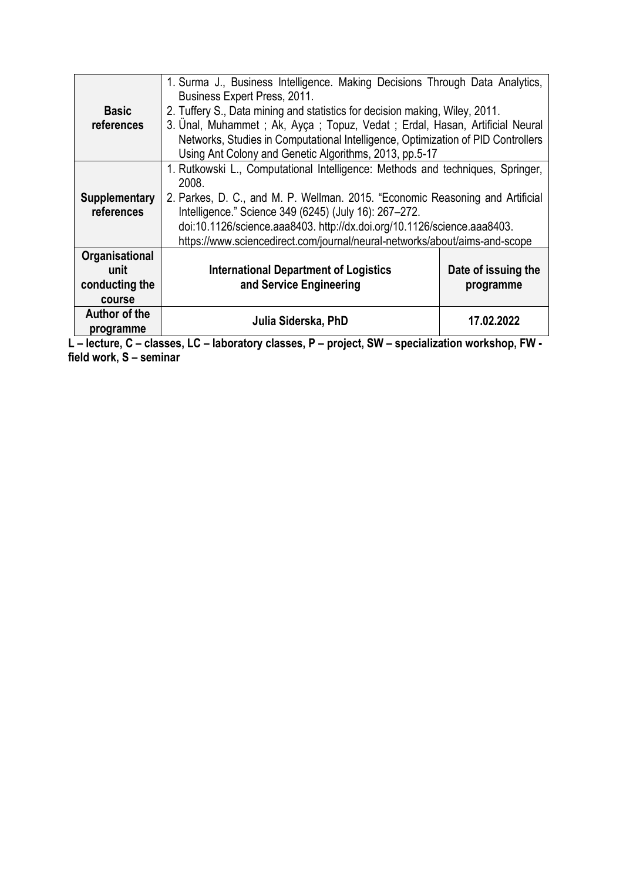| | | |
|---|---|---|
| **Basic references** | 1. Surma J., Business Intelligence. Making Decisions Through Data Analytics, Business Expert Press, 2011.<br>2. Tuffery S., Data mining and statistics for decision making, Wiley, 2011.<br>3. Ünal, Muhammet ; Ak, Ayça ; Topuz, Vedat ; Erdal, Hasan, Artificial Neural Networks, Studies in Computational Intelligence, Optimization of PID Controllers Using Ant Colony and Genetic Algorithms, 2013, pp.5-17 | |
| **Supplementary references** | 1. Rutkowski L., Computational Intelligence: Methods and techniques, Springer, 2008.<br>2. Parkes, D. C., and M. P. Wellman. 2015. "Economic Reasoning and Artificial Intelligence." Science 349 (6245) (July 16): 267–272. doi:10.1126/science.aaa8403. http://dx.doi.org/10.1126/science.aaa8403.<br>https://www.sciencedirect.com/journal/neural-networks/about/aims-and-scope | |
| **Organisational unit conducting the course** | **International Department of Logistics and Service Engineering** | **Date of issuing the programme** |
| **Author of the programme** | **Julia Siderska, PhD** | **17.02.2022** |

**L – lecture, C – classes, LC – laboratory classes, P – project, SW – specialization workshop, FW - field work, S – seminar**